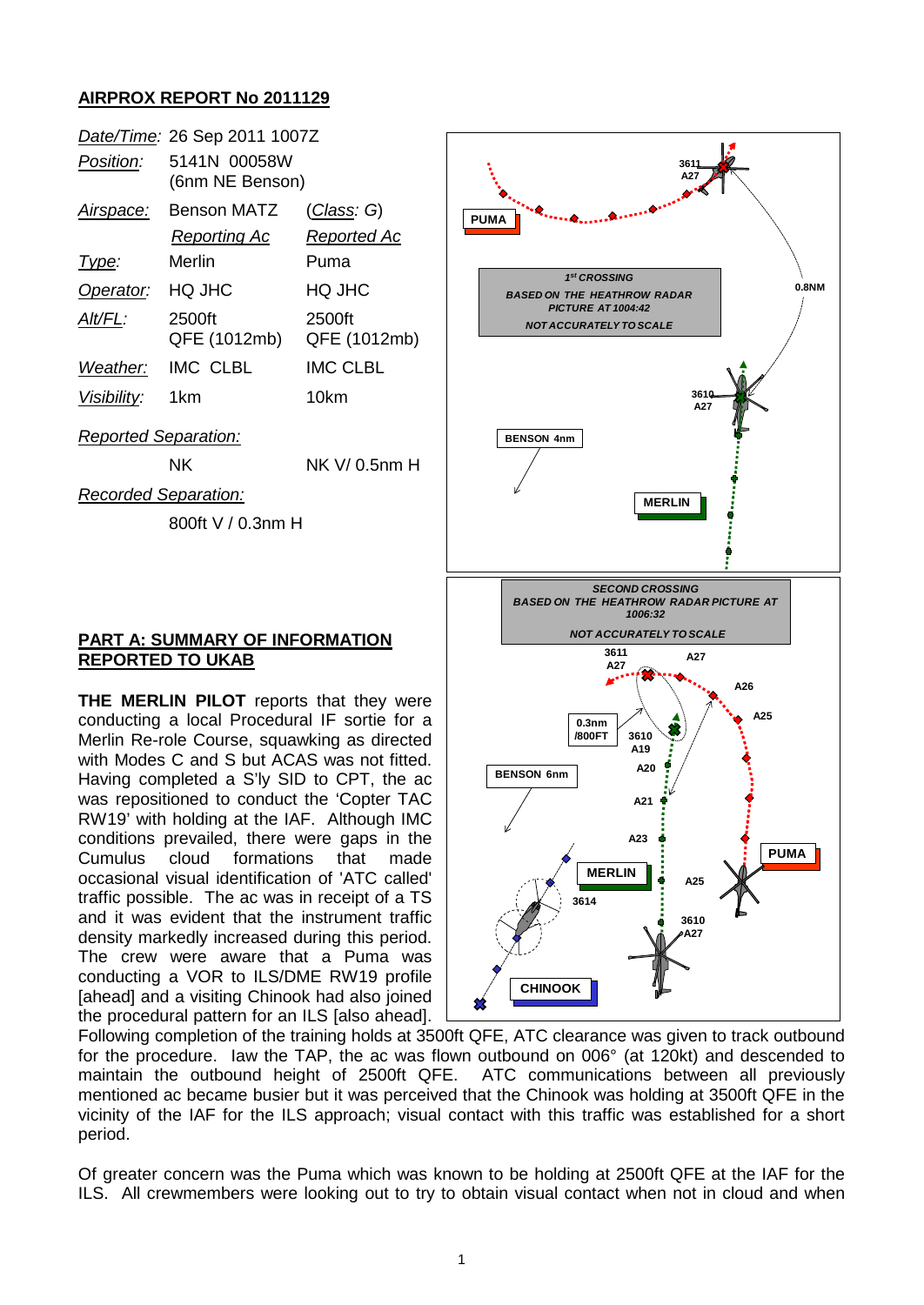## AIRPROX REPORT No 2011129

| | | |
|---|---|---|
| *Date/Time:* | 26 Sep 2011 1007Z | |
| *Position:* | 5141N 00058W (6nm NE Benson) | |
| *Airspace:* | Benson MATZ | (*Class*: G) |
| | *Reporting Ac* | *Reported Ac* |
| *Type:* | Merlin | Puma |
| *Operator:* | HQ JHC | HQ JHC |
| *Alt/FL:* | 2500ft QFE (1012mb) | 2500ft QFE (1012mb) |
| *Weather:* | IMC CLBL | IMC CLBL |
| *Visibility:* | 1km | 10km |
| *Reported Separation:* | | |
| | NK | NK V/ 0.5nm H |
| *Recorded Separation:* | | |
| | 800ft V / 0.3nm H | |

### PART A: SUMMARY OF INFORMATION REPORTED TO UKAB

**THE MERLIN PILOT** reports that they were conducting a local Procedural IF sortie for a Merlin Re-role Course, squawking as directed with Modes C and S but ACAS was not fitted. Having completed a S'ly SID to CPT, the ac was repositioned to conduct the 'Copter TAC RW19' with holding at the IAF. Although IMC conditions prevailed, there were gaps in the Cumulus cloud formations that made occasional visual identification of 'ATC called' traffic possible. The ac was in receipt of a TS and it was evident that the instrument traffic density markedly increased during this period. The crew were aware that a Puma was conducting a VOR to ILS/DME RW19 profile [ahead] and a visiting Chinook had also joined the procedural pattern for an ILS [also ahead]. Following completion of the training holds at 3500ft QFE, ATC clearance was given to track outbound for the procedure. Iaw the TAP, the ac was flown outbound on 006° (at 120kt) and descended to maintain the outbound height of 2500ft QFE. ATC communications between all previously mentioned ac became busier but it was perceived that the Chinook was holding at 3500ft QFE in the vicinity of the IAF for the ILS approach; visual contact with this traffic was established for a short period.

Of greater concern was the Puma which was known to be holding at 2500ft QFE at the IAF for the ILS. All crewmembers were looking out to try to obtain visual contact when not in cloud and when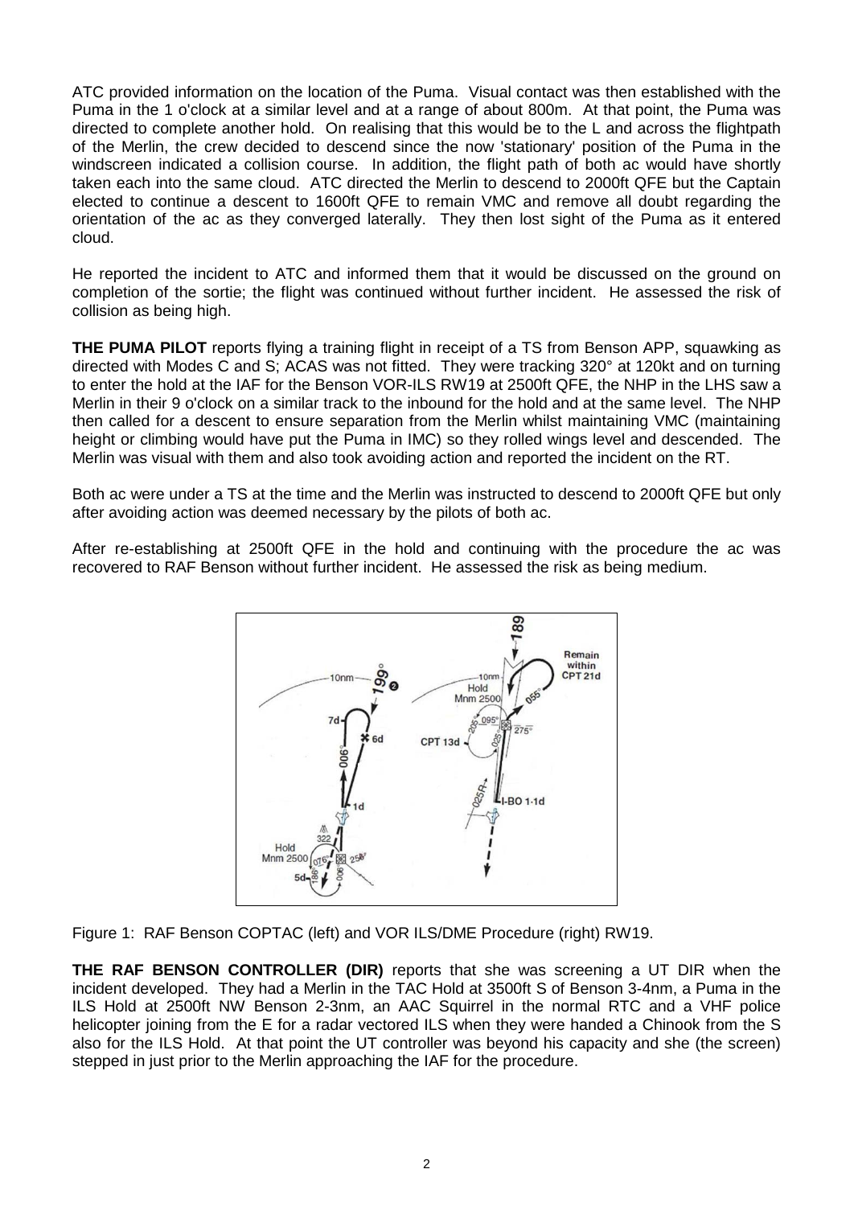ATC provided information on the location of the Puma. Visual contact was then established with the Puma in the 1 o'clock at a similar level and at a range of about 800m. At that point, the Puma was directed to complete another hold. On realising that this would be to the L and across the flightpath of the Merlin, the crew decided to descend since the now 'stationary' position of the Puma in the windscreen indicated a collision course. In addition, the flight path of both ac would have shortly taken each into the same cloud. ATC directed the Merlin to descend to 2000ft QFE but the Captain elected to continue a descent to 1600ft QFE to remain VMC and remove all doubt regarding the orientation of the ac as they converged laterally. They then lost sight of the Puma as it entered cloud.

He reported the incident to ATC and informed them that it would be discussed on the ground on completion of the sortie; the flight was continued without further incident. He assessed the risk of collision as being high.

**THE PUMA PILOT** reports flying a training flight in receipt of a TS from Benson APP, squawking as directed with Modes C and S; ACAS was not fitted. They were tracking 320° at 120kt and on turning to enter the hold at the IAF for the Benson VOR-ILS RW19 at 2500ft QFE, the NHP in the LHS saw a Merlin in their 9 o'clock on a similar track to the inbound for the hold and at the same level. The NHP then called for a descent to ensure separation from the Merlin whilst maintaining VMC (maintaining height or climbing would have put the Puma in IMC) so they rolled wings level and descended. The Merlin was visual with them and also took avoiding action and reported the incident on the RT.

Both ac were under a TS at the time and the Merlin was instructed to descend to 2000ft QFE but only after avoiding action was deemed necessary by the pilots of both ac.

After re-establishing at 2500ft QFE in the hold and continuing with the procedure the ac was recovered to RAF Benson without further incident. He assessed the risk as being medium.

Figure 1: RAF Benson COPTAC (left) and VOR ILS/DME Procedure (right) RW19.

**THE RAF BENSON CONTROLLER (DIR)** reports that she was screening a UT DIR when the incident developed. They had a Merlin in the TAC Hold at 3500ft S of Benson 3-4nm, a Puma in the ILS Hold at 2500ft NW Benson 2-3nm, an AAC Squirrel in the normal RTC and a VHF police helicopter joining from the E for a radar vectored ILS when they were handed a Chinook from the S also for the ILS Hold. At that point the UT controller was beyond his capacity and she (the screen) stepped in just prior to the Merlin approaching the IAF for the procedure.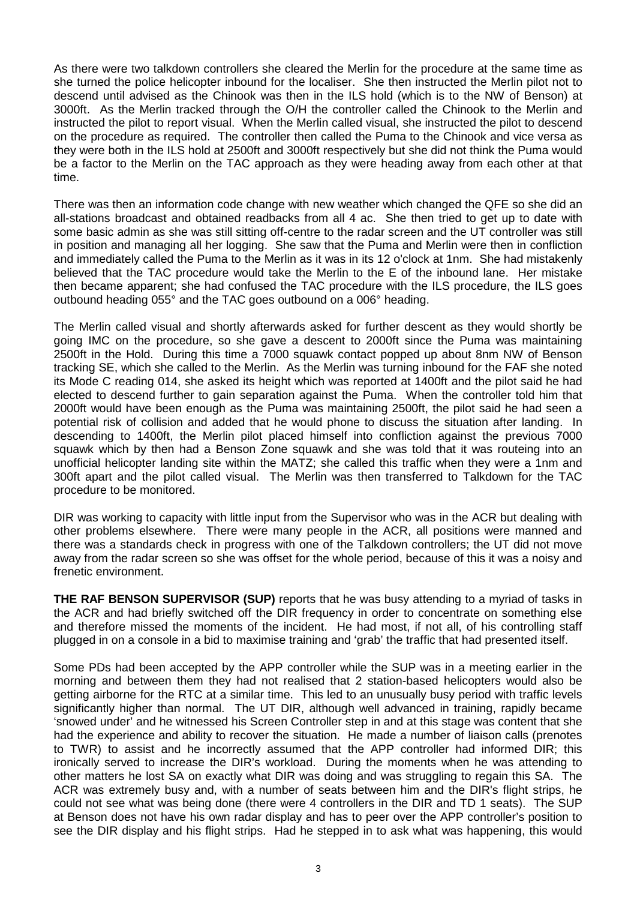As there were two talkdown controllers she cleared the Merlin for the procedure at the same time as she turned the police helicopter inbound for the localiser. She then instructed the Merlin pilot not to descend until advised as the Chinook was then in the ILS hold (which is to the NW of Benson) at 3000ft. As the Merlin tracked through the O/H the controller called the Chinook to the Merlin and instructed the pilot to report visual. When the Merlin called visual, she instructed the pilot to descend on the procedure as required. The controller then called the Puma to the Chinook and vice versa as they were both in the ILS hold at 2500ft and 3000ft respectively but she did not think the Puma would be a factor to the Merlin on the TAC approach as they were heading away from each other at that time.

There was then an information code change with new weather which changed the QFE so she did an all-stations broadcast and obtained readbacks from all 4 ac. She then tried to get up to date with some basic admin as she was still sitting off-centre to the radar screen and the UT controller was still in position and managing all her logging. She saw that the Puma and Merlin were then in confliction and immediately called the Puma to the Merlin as it was in its 12 o'clock at 1nm. She had mistakenly believed that the TAC procedure would take the Merlin to the E of the inbound lane. Her mistake then became apparent; she had confused the TAC procedure with the ILS procedure, the ILS goes outbound heading 055° and the TAC goes outbound on a 006° heading.

The Merlin called visual and shortly afterwards asked for further descent as they would shortly be going IMC on the procedure, so she gave a descent to 2000ft since the Puma was maintaining 2500ft in the Hold. During this time a 7000 squawk contact popped up about 8nm NW of Benson tracking SE, which she called to the Merlin. As the Merlin was turning inbound for the FAF she noted its Mode C reading 014, she asked its height which was reported at 1400ft and the pilot said he had elected to descend further to gain separation against the Puma. When the controller told him that 2000ft would have been enough as the Puma was maintaining 2500ft, the pilot said he had seen a potential risk of collision and added that he would phone to discuss the situation after landing. In descending to 1400ft, the Merlin pilot placed himself into confliction against the previous 7000 squawk which by then had a Benson Zone squawk and she was told that it was routeing into an unofficial helicopter landing site within the MATZ; she called this traffic when they were a 1nm and 300ft apart and the pilot called visual. The Merlin was then transferred to Talkdown for the TAC procedure to be monitored.

DIR was working to capacity with little input from the Supervisor who was in the ACR but dealing with other problems elsewhere. There were many people in the ACR, all positions were manned and there was a standards check in progress with one of the Talkdown controllers; the UT did not move away from the radar screen so she was offset for the whole period, because of this it was a noisy and frenetic environment.

**THE RAF BENSON SUPERVISOR (SUP)** reports that he was busy attending to a myriad of tasks in the ACR and had briefly switched off the DIR frequency in order to concentrate on something else and therefore missed the moments of the incident. He had most, if not all, of his controlling staff plugged in on a console in a bid to maximise training and 'grab' the traffic that had presented itself.

Some PDs had been accepted by the APP controller while the SUP was in a meeting earlier in the morning and between them they had not realised that 2 station-based helicopters would also be getting airborne for the RTC at a similar time. This led to an unusually busy period with traffic levels significantly higher than normal. The UT DIR, although well advanced in training, rapidly became 'snowed under' and he witnessed his Screen Controller step in and at this stage was content that she had the experience and ability to recover the situation. He made a number of liaison calls (prenotes to TWR) to assist and he incorrectly assumed that the APP controller had informed DIR; this ironically served to increase the DIR's workload. During the moments when he was attending to other matters he lost SA on exactly what DIR was doing and was struggling to regain this SA. The ACR was extremely busy and, with a number of seats between him and the DIR's flight strips, he could not see what was being done (there were 4 controllers in the DIR and TD 1 seats). The SUP at Benson does not have his own radar display and has to peer over the APP controller's position to see the DIR display and his flight strips. Had he stepped in to ask what was happening, this would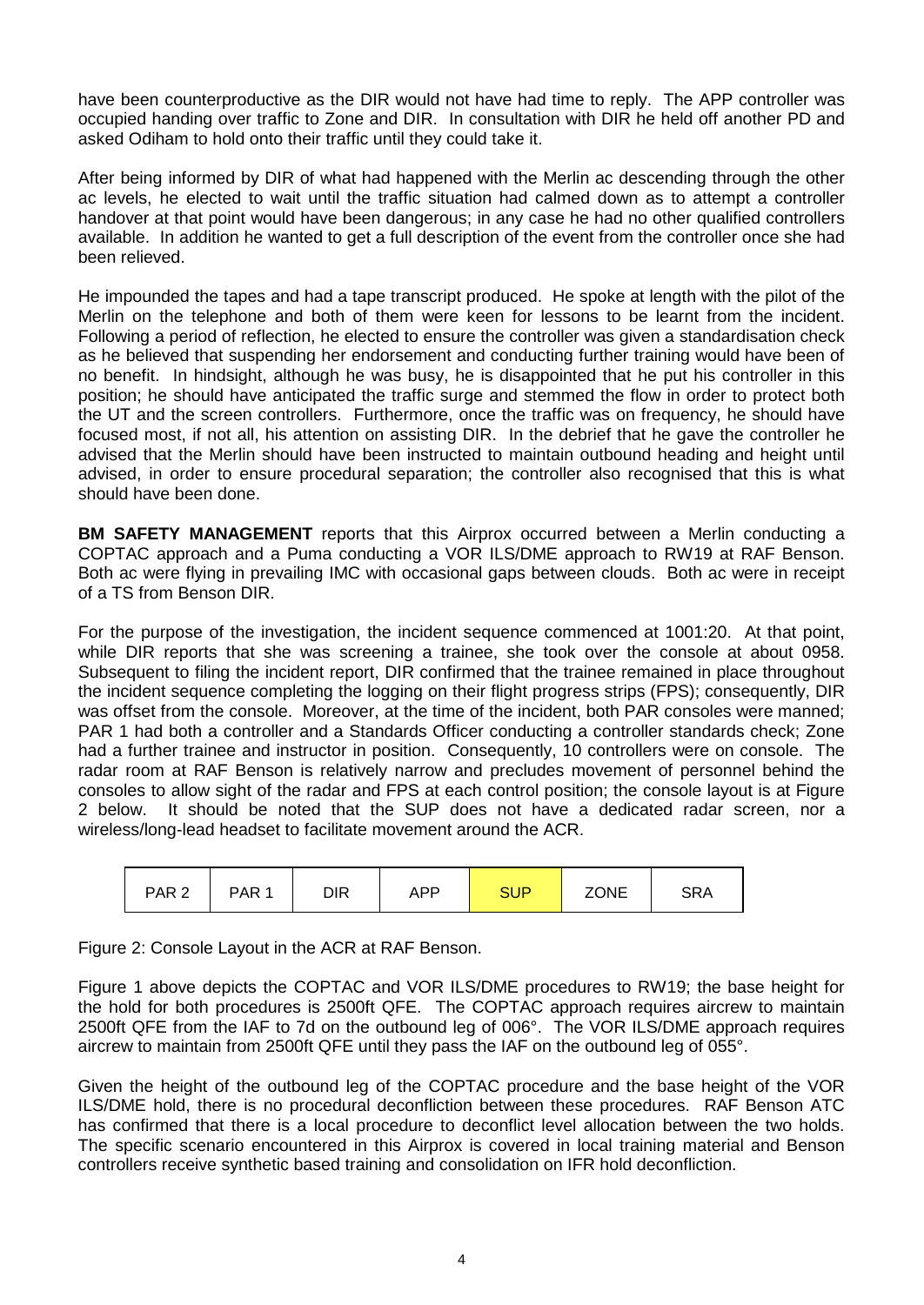have been counterproductive as the DIR would not have had time to reply. The APP controller was occupied handing over traffic to Zone and DIR. In consultation with DIR he held off another PD and asked Odiham to hold onto their traffic until they could take it.

After being informed by DIR of what had happened with the Merlin ac descending through the other ac levels, he elected to wait until the traffic situation had calmed down as to attempt a controller handover at that point would have been dangerous; in any case he had no other qualified controllers available. In addition he wanted to get a full description of the event from the controller once she had been relieved.

He impounded the tapes and had a tape transcript produced. He spoke at length with the pilot of the Merlin on the telephone and both of them were keen for lessons to be learnt from the incident. Following a period of reflection, he elected to ensure the controller was given a standardisation check as he believed that suspending her endorsement and conducting further training would have been of no benefit. In hindsight, although he was busy, he is disappointed that he put his controller in this position; he should have anticipated the traffic surge and stemmed the flow in order to protect both the UT and the screen controllers. Furthermore, once the traffic was on frequency, he should have focused most, if not all, his attention on assisting DIR. In the debrief that he gave the controller he advised that the Merlin should have been instructed to maintain outbound heading and height until advised, in order to ensure procedural separation; the controller also recognised that this is what should have been done.

**BM SAFETY MANAGEMENT** reports that this Airprox occurred between a Merlin conducting a COPTAC approach and a Puma conducting a VOR ILS/DME approach to RW19 at RAF Benson. Both ac were flying in prevailing IMC with occasional gaps between clouds. Both ac were in receipt of a TS from Benson DIR.

For the purpose of the investigation, the incident sequence commenced at 1001:20. At that point, while DIR reports that she was screening a trainee, she took over the console at about 0958. Subsequent to filing the incident report, DIR confirmed that the trainee remained in place throughout the incident sequence completing the logging on their flight progress strips (FPS); consequently, DIR was offset from the console. Moreover, at the time of the incident, both PAR consoles were manned; PAR 1 had both a controller and a Standards Officer conducting a controller standards check; Zone had a further trainee and instructor in position. Consequently, 10 controllers were on console. The radar room at RAF Benson is relatively narrow and precludes movement of personnel behind the consoles to allow sight of the radar and FPS at each control position; the console layout is at Figure 2 below. It should be noted that the SUP does not have a dedicated radar screen, nor a wireless/long-lead headset to facilitate movement around the ACR.

| PAR 2 | PAR 1 | DIR | APP | SUP | ZONE | SRA |
|---|---|---|---|---|---|---|

Figure 2: Console Layout in the ACR at RAF Benson.

Figure 1 above depicts the COPTAC and VOR ILS/DME procedures to RW19; the base height for the hold for both procedures is 2500ft QFE. The COPTAC approach requires aircrew to maintain 2500ft QFE from the IAF to 7d on the outbound leg of 006°. The VOR ILS/DME approach requires aircrew to maintain from 2500ft QFE until they pass the IAF on the outbound leg of 055°.

Given the height of the outbound leg of the COPTAC procedure and the base height of the VOR ILS/DME hold, there is no procedural deconfliction between these procedures. RAF Benson ATC has confirmed that there is a local procedure to deconflict level allocation between the two holds. The specific scenario encountered in this Airprox is covered in local training material and Benson controllers receive synthetic based training and consolidation on IFR hold deconfliction.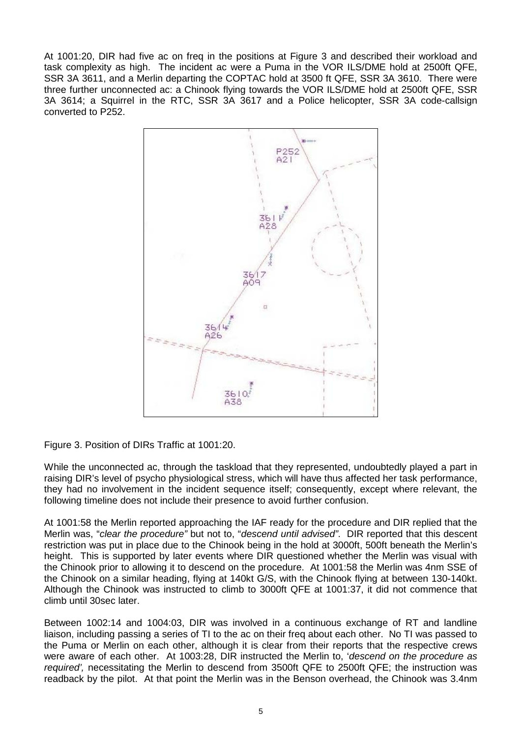At 1001:20, DIR had five ac on freq in the positions at Figure 3 and described their workload and task complexity as high. The incident ac were a Puma in the VOR ILS/DME hold at 2500ft QFE, SSR 3A 3611, and a Merlin departing the COPTAC hold at 3500 ft QFE, SSR 3A 3610. There were three further unconnected ac: a Chinook flying towards the VOR ILS/DME hold at 2500ft QFE, SSR 3A 3614; a Squirrel in the RTC, SSR 3A 3617 and a Police helicopter, SSR 3A code-callsign converted to P252.

Figure 3. Position of DIRs Traffic at 1001:20.

While the unconnected ac, through the taskload that they represented, undoubtedly played a part in raising DIR's level of psycho physiological stress, which will have thus affected her task performance, they had no involvement in the incident sequence itself; consequently, except where relevant, the following timeline does not include their presence to avoid further confusion.

At 1001:58 the Merlin reported approaching the IAF ready for the procedure and DIR replied that the Merlin was, "*clear the procedure*" but not to, "*descend until advised*". DIR reported that this descent restriction was put in place due to the Chinook being in the hold at 3000ft, 500ft beneath the Merlin's height. This is supported by later events where DIR questioned whether the Merlin was visual with the Chinook prior to allowing it to descend on the procedure. At 1001:58 the Merlin was 4nm SSE of the Chinook on a similar heading, flying at 140kt G/S, with the Chinook flying at between 130-140kt. Although the Chinook was instructed to climb to 3000ft QFE at 1001:37, it did not commence that climb until 30sec later.

Between 1002:14 and 1004:03, DIR was involved in a continuous exchange of RT and landline liaison, including passing a series of TI to the ac on their freq about each other. No TI was passed to the Puma or Merlin on each other, although it is clear from their reports that the respective crews were aware of each other. At 1003:28, DIR instructed the Merlin to, '*descend on the procedure as required',* necessitating the Merlin to descend from 3500ft QFE to 2500ft QFE; the instruction was readback by the pilot. At that point the Merlin was in the Benson overhead, the Chinook was 3.4nm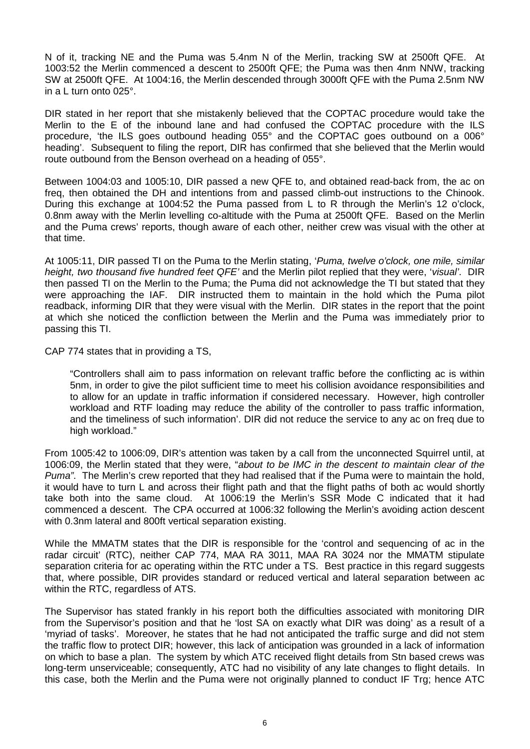N of it, tracking NE and the Puma was 5.4nm N of the Merlin, tracking SW at 2500ft QFE. At 1003:52 the Merlin commenced a descent to 2500ft QFE; the Puma was then 4nm NNW, tracking SW at 2500ft QFE. At 1004:16, the Merlin descended through 3000ft QFE with the Puma 2.5nm NW in a L turn onto 025°.

DIR stated in her report that she mistakenly believed that the COPTAC procedure would take the Merlin to the E of the inbound lane and had confused the COPTAC procedure with the ILS procedure, 'the ILS goes outbound heading 055° and the COPTAC goes outbound on a 006° heading'. Subsequent to filing the report, DIR has confirmed that she believed that the Merlin would route outbound from the Benson overhead on a heading of 055°.

Between 1004:03 and 1005:10, DIR passed a new QFE to, and obtained read-back from, the ac on freq, then obtained the DH and intentions from and passed climb-out instructions to the Chinook. During this exchange at 1004:52 the Puma passed from L to R through the Merlin's 12 o'clock, 0.8nm away with the Merlin levelling co-altitude with the Puma at 2500ft QFE. Based on the Merlin and the Puma crews' reports, though aware of each other, neither crew was visual with the other at that time.

At 1005:11, DIR passed TI on the Puma to the Merlin stating, '*Puma, twelve o'clock, one mile, similar height, two thousand five hundred feet QFE'* and the Merlin pilot replied that they were, '*visual'*. DIR then passed TI on the Merlin to the Puma; the Puma did not acknowledge the TI but stated that they were approaching the IAF. DIR instructed them to maintain in the hold which the Puma pilot readback, informing DIR that they were visual with the Merlin. DIR states in the report that the point at which she noticed the confliction between the Merlin and the Puma was immediately prior to passing this TI.

CAP 774 states that in providing a TS,

> "Controllers shall aim to pass information on relevant traffic before the conflicting ac is within 5nm, in order to give the pilot sufficient time to meet his collision avoidance responsibilities and to allow for an update in traffic information if considered necessary. However, high controller workload and RTF loading may reduce the ability of the controller to pass traffic information, and the timeliness of such information'. DIR did not reduce the service to any ac on freq due to high workload."

From 1005:42 to 1006:09, DIR's attention was taken by a call from the unconnected Squirrel until, at 1006:09, the Merlin stated that they were, "*about to be IMC in the descent to maintain clear of the Puma"*. The Merlin's crew reported that they had realised that if the Puma were to maintain the hold, it would have to turn L and across their flight path and that the flight paths of both ac would shortly take both into the same cloud. At 1006:19 the Merlin's SSR Mode C indicated that it had commenced a descent. The CPA occurred at 1006:32 following the Merlin's avoiding action descent with 0.3nm lateral and 800ft vertical separation existing.

While the MMATM states that the DIR is responsible for the 'control and sequencing of ac in the radar circuit' (RTC), neither CAP 774, MAA RA 3011, MAA RA 3024 nor the MMATM stipulate separation criteria for ac operating within the RTC under a TS. Best practice in this regard suggests that, where possible, DIR provides standard or reduced vertical and lateral separation between ac within the RTC, regardless of ATS.

The Supervisor has stated frankly in his report both the difficulties associated with monitoring DIR from the Supervisor's position and that he 'lost SA on exactly what DIR was doing' as a result of a 'myriad of tasks'. Moreover, he states that he had not anticipated the traffic surge and did not stem the traffic flow to protect DIR; however, this lack of anticipation was grounded in a lack of information on which to base a plan. The system by which ATC received flight details from Stn based crews was long-term unserviceable; consequently, ATC had no visibility of any late changes to flight details. In this case, both the Merlin and the Puma were not originally planned to conduct IF Trg; hence ATC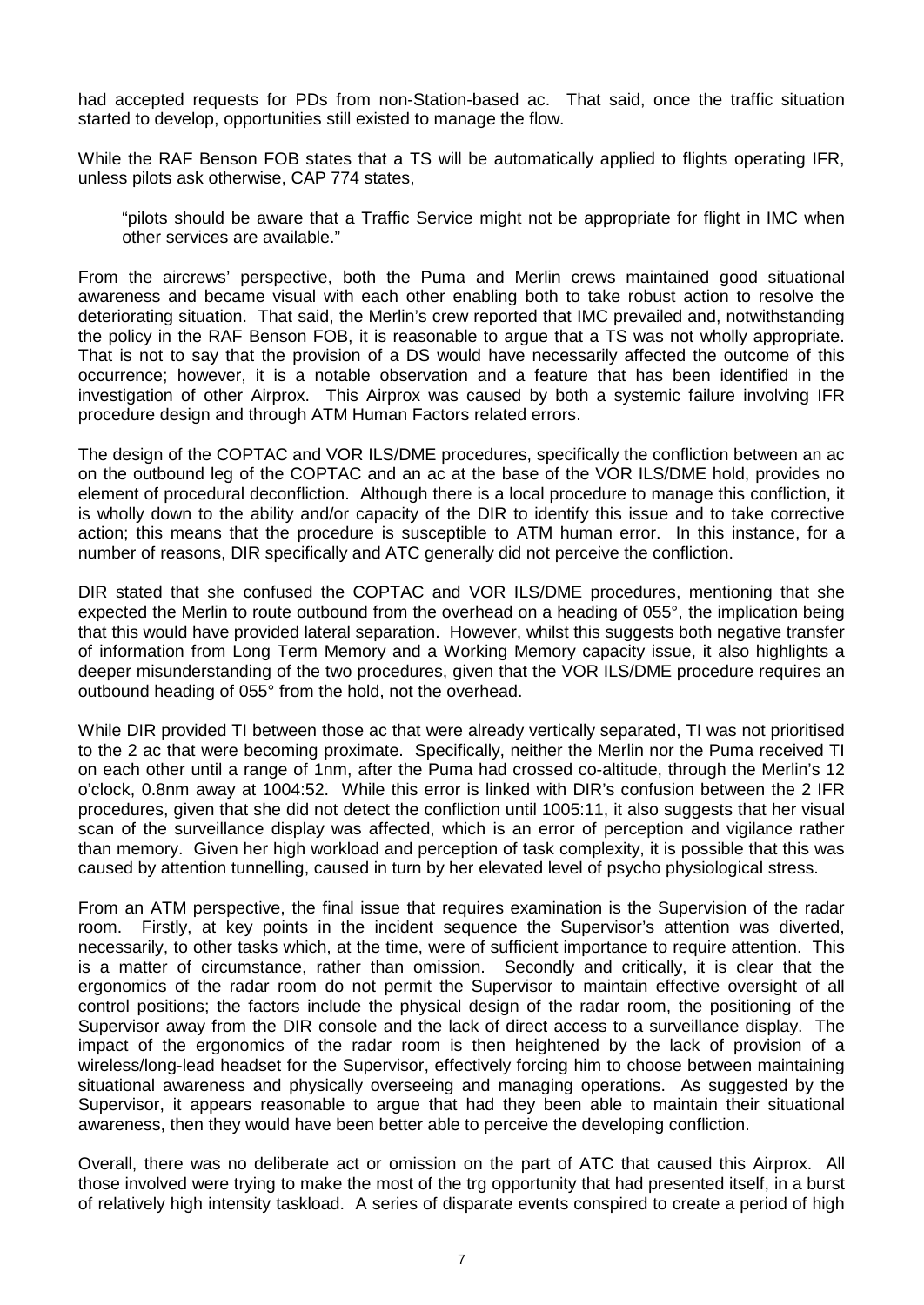had accepted requests for PDs from non-Station-based ac. That said, once the traffic situation started to develop, opportunities still existed to manage the flow.

While the RAF Benson FOB states that a TS will be automatically applied to flights operating IFR, unless pilots ask otherwise, CAP 774 states,

> "pilots should be aware that a Traffic Service might not be appropriate for flight in IMC when other services are available."

From the aircrews' perspective, both the Puma and Merlin crews maintained good situational awareness and became visual with each other enabling both to take robust action to resolve the deteriorating situation. That said, the Merlin's crew reported that IMC prevailed and, notwithstanding the policy in the RAF Benson FOB, it is reasonable to argue that a TS was not wholly appropriate. That is not to say that the provision of a DS would have necessarily affected the outcome of this occurrence; however, it is a notable observation and a feature that has been identified in the investigation of other Airprox. This Airprox was caused by both a systemic failure involving IFR procedure design and through ATM Human Factors related errors.

The design of the COPTAC and VOR ILS/DME procedures, specifically the confliction between an ac on the outbound leg of the COPTAC and an ac at the base of the VOR ILS/DME hold, provides no element of procedural deconfliction. Although there is a local procedure to manage this confliction, it is wholly down to the ability and/or capacity of the DIR to identify this issue and to take corrective action; this means that the procedure is susceptible to ATM human error. In this instance, for a number of reasons, DIR specifically and ATC generally did not perceive the confliction.

DIR stated that she confused the COPTAC and VOR ILS/DME procedures, mentioning that she expected the Merlin to route outbound from the overhead on a heading of 055°, the implication being that this would have provided lateral separation. However, whilst this suggests both negative transfer of information from Long Term Memory and a Working Memory capacity issue, it also highlights a deeper misunderstanding of the two procedures, given that the VOR ILS/DME procedure requires an outbound heading of 055° from the hold, not the overhead.

While DIR provided TI between those ac that were already vertically separated, TI was not prioritised to the 2 ac that were becoming proximate. Specifically, neither the Merlin nor the Puma received TI on each other until a range of 1nm, after the Puma had crossed co-altitude, through the Merlin's 12 o'clock, 0.8nm away at 1004:52. While this error is linked with DIR's confusion between the 2 IFR procedures, given that she did not detect the confliction until 1005:11, it also suggests that her visual scan of the surveillance display was affected, which is an error of perception and vigilance rather than memory. Given her high workload and perception of task complexity, it is possible that this was caused by attention tunnelling, caused in turn by her elevated level of psycho physiological stress.

From an ATM perspective, the final issue that requires examination is the Supervision of the radar room. Firstly, at key points in the incident sequence the Supervisor's attention was diverted, necessarily, to other tasks which, at the time, were of sufficient importance to require attention. This is a matter of circumstance, rather than omission. Secondly and critically, it is clear that the ergonomics of the radar room do not permit the Supervisor to maintain effective oversight of all control positions; the factors include the physical design of the radar room, the positioning of the Supervisor away from the DIR console and the lack of direct access to a surveillance display. The impact of the ergonomics of the radar room is then heightened by the lack of provision of a wireless/long-lead headset for the Supervisor, effectively forcing him to choose between maintaining situational awareness and physically overseeing and managing operations. As suggested by the Supervisor, it appears reasonable to argue that had they been able to maintain their situational awareness, then they would have been better able to perceive the developing confliction.

Overall, there was no deliberate act or omission on the part of ATC that caused this Airprox. All those involved were trying to make the most of the trg opportunity that had presented itself, in a burst of relatively high intensity taskload. A series of disparate events conspired to create a period of high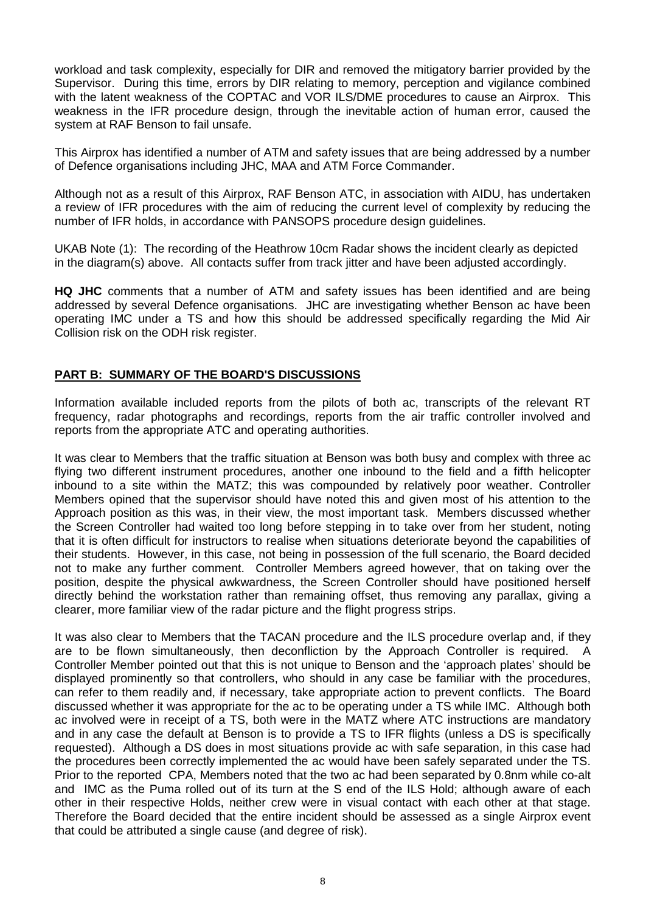workload and task complexity, especially for DIR and removed the mitigatory barrier provided by the Supervisor. During this time, errors by DIR relating to memory, perception and vigilance combined with the latent weakness of the COPTAC and VOR ILS/DME procedures to cause an Airprox. This weakness in the IFR procedure design, through the inevitable action of human error, caused the system at RAF Benson to fail unsafe.

This Airprox has identified a number of ATM and safety issues that are being addressed by a number of Defence organisations including JHC, MAA and ATM Force Commander.

Although not as a result of this Airprox, RAF Benson ATC, in association with AIDU, has undertaken a review of IFR procedures with the aim of reducing the current level of complexity by reducing the number of IFR holds, in accordance with PANSOPS procedure design guidelines.

UKAB Note (1): The recording of the Heathrow 10cm Radar shows the incident clearly as depicted in the diagram(s) above. All contacts suffer from track jitter and have been adjusted accordingly.

**HQ JHC** comments that a number of ATM and safety issues has been identified and are being addressed by several Defence organisations. JHC are investigating whether Benson ac have been operating IMC under a TS and how this should be addressed specifically regarding the Mid Air Collision risk on the ODH risk register.

## PART B: SUMMARY OF THE BOARD'S DISCUSSIONS

Information available included reports from the pilots of both ac, transcripts of the relevant RT frequency, radar photographs and recordings, reports from the air traffic controller involved and reports from the appropriate ATC and operating authorities.

It was clear to Members that the traffic situation at Benson was both busy and complex with three ac flying two different instrument procedures, another one inbound to the field and a fifth helicopter inbound to a site within the MATZ; this was compounded by relatively poor weather. Controller Members opined that the supervisor should have noted this and given most of his attention to the Approach position as this was, in their view, the most important task. Members discussed whether the Screen Controller had waited too long before stepping in to take over from her student, noting that it is often difficult for instructors to realise when situations deteriorate beyond the capabilities of their students. However, in this case, not being in possession of the full scenario, the Board decided not to make any further comment. Controller Members agreed however, that on taking over the position, despite the physical awkwardness, the Screen Controller should have positioned herself directly behind the workstation rather than remaining offset, thus removing any parallax, giving a clearer, more familiar view of the radar picture and the flight progress strips.

It was also clear to Members that the TACAN procedure and the ILS procedure overlap and, if they are to be flown simultaneously, then deconfliction by the Approach Controller is required. A Controller Member pointed out that this is not unique to Benson and the 'approach plates' should be displayed prominently so that controllers, who should in any case be familiar with the procedures, can refer to them readily and, if necessary, take appropriate action to prevent conflicts. The Board discussed whether it was appropriate for the ac to be operating under a TS while IMC. Although both ac involved were in receipt of a TS, both were in the MATZ where ATC instructions are mandatory and in any case the default at Benson is to provide a TS to IFR flights (unless a DS is specifically requested). Although a DS does in most situations provide ac with safe separation, in this case had the procedures been correctly implemented the ac would have been safely separated under the TS. Prior to the reported CPA, Members noted that the two ac had been separated by 0.8nm while co-alt and IMC as the Puma rolled out of its turn at the S end of the ILS Hold; although aware of each other in their respective Holds, neither crew were in visual contact with each other at that stage. Therefore the Board decided that the entire incident should be assessed as a single Airprox event that could be attributed a single cause (and degree of risk).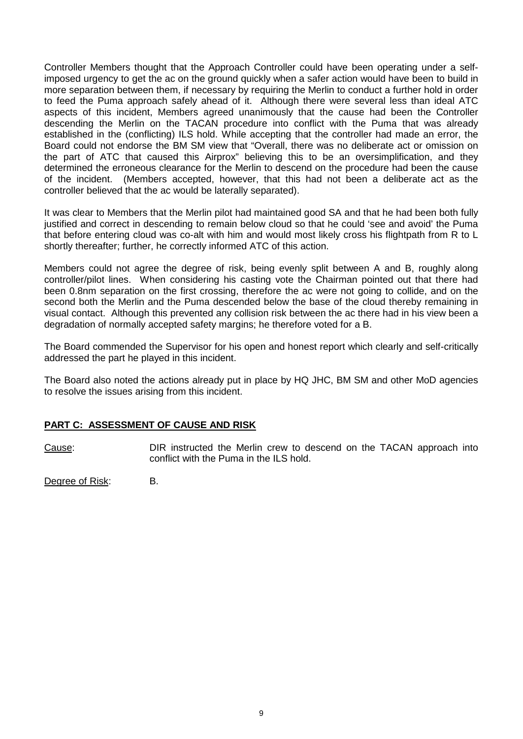Controller Members thought that the Approach Controller could have been operating under a self-imposed urgency to get the ac on the ground quickly when a safer action would have been to build in more separation between them, if necessary by requiring the Merlin to conduct a further hold in order to feed the Puma approach safely ahead of it. Although there were several less than ideal ATC aspects of this incident, Members agreed unanimously that the cause had been the Controller descending the Merlin on the TACAN procedure into conflict with the Puma that was already established in the (conflicting) ILS hold. While accepting that the controller had made an error, the Board could not endorse the BM SM view that "Overall, there was no deliberate act or omission on the part of ATC that caused this Airprox" believing this to be an oversimplification, and they determined the erroneous clearance for the Merlin to descend on the procedure had been the cause of the incident. (Members accepted, however, that this had not been a deliberate act as the controller believed that the ac would be laterally separated).

It was clear to Members that the Merlin pilot had maintained good SA and that he had been both fully justified and correct in descending to remain below cloud so that he could 'see and avoid' the Puma that before entering cloud was co-alt with him and would most likely cross his flightpath from R to L shortly thereafter; further, he correctly informed ATC of this action.

Members could not agree the degree of risk, being evenly split between A and B, roughly along controller/pilot lines. When considering his casting vote the Chairman pointed out that there had been 0.8nm separation on the first crossing, therefore the ac were not going to collide, and on the second both the Merlin and the Puma descended below the base of the cloud thereby remaining in visual contact. Although this prevented any collision risk between the ac there had in his view been a degradation of normally accepted safety margins; he therefore voted for a B.

The Board commended the Supervisor for his open and honest report which clearly and self-critically addressed the part he played in this incident.

The Board also noted the actions already put in place by HQ JHC, BM SM and other MoD agencies to resolve the issues arising from this incident.

## PART C: ASSESSMENT OF CAUSE AND RISK

Cause: DIR instructed the Merlin crew to descend on the TACAN approach into conflict with the Puma in the ILS hold.

Degree of Risk: B.